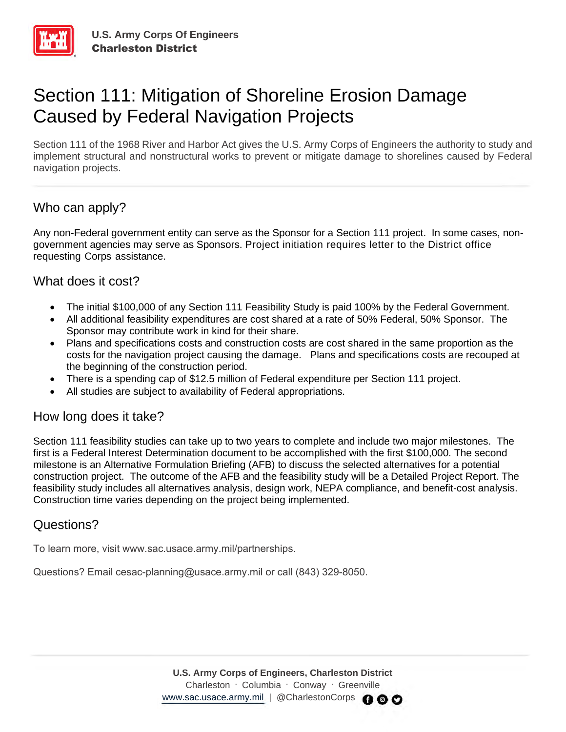U.S. Army Corps Of Engineers
**Charleston District**

# Section 111: Mitigation of Shoreline Erosion Damage Caused by Federal Navigation Projects

Section 111 of the 1968 River and Harbor Act gives the U.S. Army Corps of Engineers the authority to study and implement structural and nonstructural works to prevent or mitigate damage to shorelines caused by Federal navigation projects.

## Who can apply?

Any non-Federal government entity can serve as the Sponsor for a Section 111 project. In some cases, non-government agencies may serve as Sponsors. Project initiation requires letter to the District office requesting Corps assistance.

## What does it cost?

- The initial $100,000 of any Section 111 Feasibility Study is paid 100% by the Federal Government.
- All additional feasibility expenditures are cost shared at a rate of 50% Federal, 50% Sponsor. The Sponsor may contribute work in kind for their share.
- Plans and specifications costs and construction costs are cost shared in the same proportion as the costs for the navigation project causing the damage. Plans and specifications costs are recouped at the beginning of the construction period.
- There is a spending cap of $12.5 million of Federal expenditure per Section 111 project.
- All studies are subject to availability of Federal appropriations.

## How long does it take?

Section 111 feasibility studies can take up to two years to complete and include two major milestones. The first is a Federal Interest Determination document to be accomplished with the first $100,000. The second milestone is an Alternative Formulation Briefing (AFB) to discuss the selected alternatives for a potential construction project. The outcome of the AFB and the feasibility study will be a Detailed Project Report. The feasibility study includes all alternatives analysis, design work, NEPA compliance, and benefit-cost analysis. Construction time varies depending on the project being implemented.

## Questions?

To learn more, visit www.sac.usace.army.mil/partnerships.

Questions? Email cesac-planning@usace.army.mil or call (843) 329-8050.

**U.S. Army Corps of Engineers, Charleston District**
Charleston · Columbia · Conway · Greenville
www.sac.usace.army.mil | @CharlestonCorps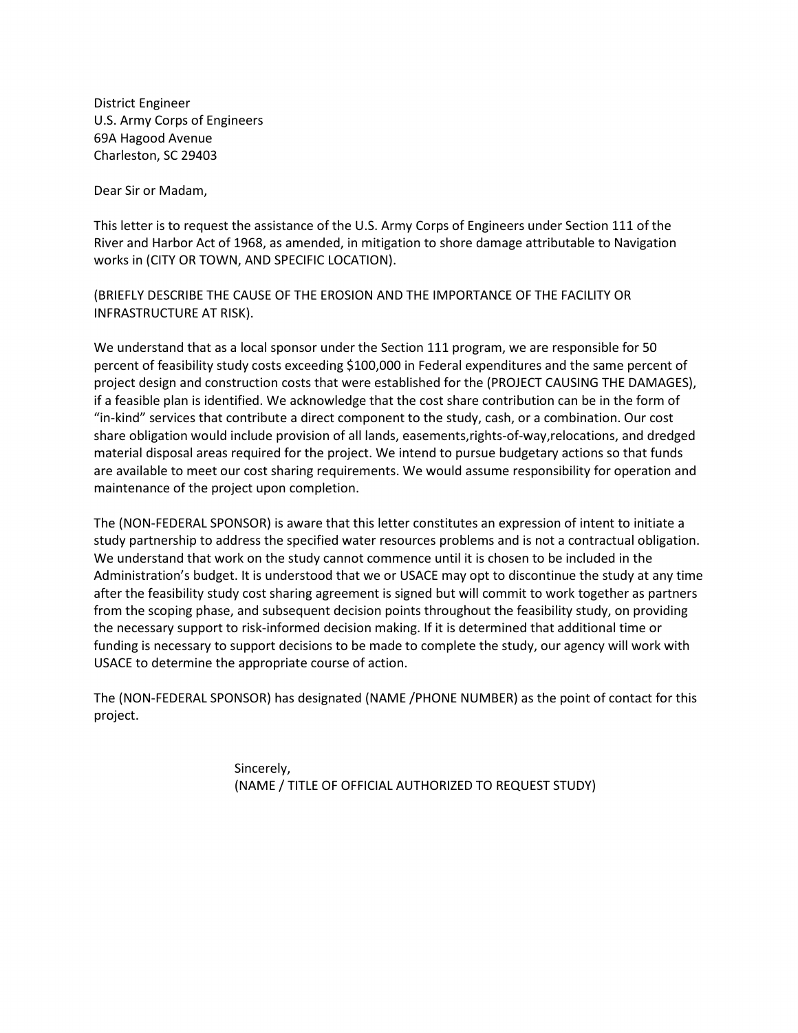District Engineer
U.S. Army Corps of Engineers
69A Hagood Avenue
Charleston, SC 29403

Dear Sir or Madam,

This letter is to request the assistance of the U.S. Army Corps of Engineers under Section 111 of the River and Harbor Act of 1968, as amended, in mitigation to shore damage attributable to Navigation works in (CITY OR TOWN, AND SPECIFIC LOCATION).

(BRIEFLY DESCRIBE THE CAUSE OF THE EROSION AND THE IMPORTANCE OF THE FACILITY OR INFRASTRUCTURE AT RISK).

We understand that as a local sponsor under the Section 111 program, we are responsible for 50 percent of feasibility study costs exceeding $100,000 in Federal expenditures and the same percent of project design and construction costs that were established for the (PROJECT CAUSING THE DAMAGES), if a feasible plan is identified. We acknowledge that the cost share contribution can be in the form of "in-kind" services that contribute a direct component to the study, cash, or a combination. Our cost share obligation would include provision of all lands, easements,rights-of-way,relocations, and dredged material disposal areas required for the project. We intend to pursue budgetary actions so that funds are available to meet our cost sharing requirements. We would assume responsibility for operation and maintenance of the project upon completion.

The (NON-FEDERAL SPONSOR) is aware that this letter constitutes an expression of intent to initiate a study partnership to address the specified water resources problems and is not a contractual obligation. We understand that work on the study cannot commence until it is chosen to be included in the Administration's budget. It is understood that we or USACE may opt to discontinue the study at any time after the feasibility study cost sharing agreement is signed but will commit to work together as partners from the scoping phase, and subsequent decision points throughout the feasibility study, on providing the necessary support to risk-informed decision making. If it is determined that additional time or funding is necessary to support decisions to be made to complete the study, our agency will work with USACE to determine the appropriate course of action.

The (NON-FEDERAL SPONSOR) has designated (NAME /PHONE NUMBER) as the point of contact for this project.

Sincerely,
(NAME / TITLE OF OFFICIAL AUTHORIZED TO REQUEST STUDY)